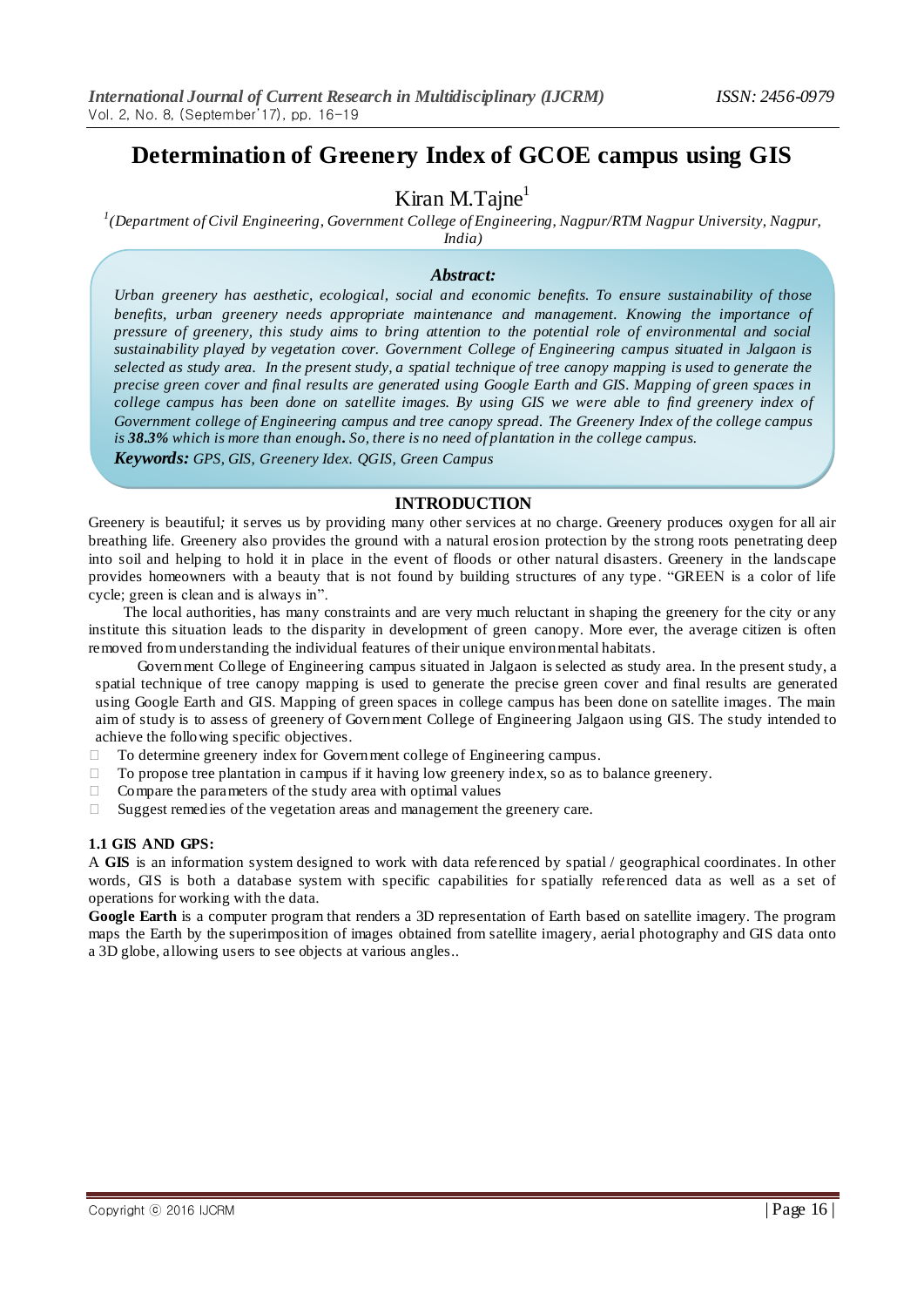# Determination of Greenery Index of GCOE campus using GIS

Kiran M.Tajne[1]

[1](Department of Civil Engineering, Government College of Engineering, Nagpur/RTM Nagpur University, Nagpur, India)

***Abstract:***

*Urban greenery has aesthetic, ecological, social and economic benefits. To ensure sustainability of those benefits, urban greenery needs appropriate maintenance and management. Knowing the importance of pressure of greenery, this study aims to bring attention to the potential role of environmental and social sustainability played by vegetation cover. Government College of Engineering campus situated in Jalgaon is selected as study area. In the present study, a spatial technique of tree canopy mapping is used to generate the precise green cover and final results are generated using Google Earth and GIS. Mapping of green spaces in college campus has been done on satellite images. By using GIS we were able to find greenery index of Government college of Engineering campus and tree canopy spread. The Greenery Index of the college campus is **38.3%** which is more than enough. So, there is no need of plantation in the college campus.*

***Keywords:*** *GPS, GIS, Greenery Idex. QGIS, Green Campus*

## INTRODUCTION

Greenery is beautiful; it serves us by providing many other services at no charge. Greenery produces oxygen for all air breathing life. Greenery also provides the ground with a natural erosion protection by the strong roots penetrating deep into soil and helping to hold it in place in the event of floods or other natural disasters. Greenery in the landscape provides homeowners with a beauty that is not found by building structures of any type. "GREEN is a color of life cycle; green is clean and is always in".

The local authorities, has many constraints and are very much reluctant in shaping the greenery for the city or any institute this situation leads to the disparity in development of green canopy. More ever, the average citizen is often removed from understanding the individual features of their unique environmental habitats.

Government College of Engineering campus situated in Jalgaon is selected as study area. In the present study, a spatial technique of tree canopy mapping is used to generate the precise green cover and final results are generated using Google Earth and GIS. Mapping of green spaces in college campus has been done on satellite images. The main aim of study is to assess of greenery of Government College of Engineering Jalgaon using GIS. The study intended to achieve the following specific objectives.

- To determine greenery index for Government college of Engineering campus.
- To propose tree plantation in campus if it having low greenery index, so as to balance greenery.
- Compare the parameters of the study area with optimal values
- Suggest remedies of the vegetation areas and management the greenery care.

### 1.1 GIS AND GPS:

A **GIS** is an information system designed to work with data referenced by spatial / geographical coordinates. In other words, GIS is both a database system with specific capabilities for spatially referenced data as well as a set of operations for working with the data.

**Google Earth** is a computer program that renders a 3D representation of Earth based on satellite imagery. The program maps the Earth by the superimposition of images obtained from satellite imagery, aerial photography and GIS data onto a 3D globe, allowing users to see objects at various angles..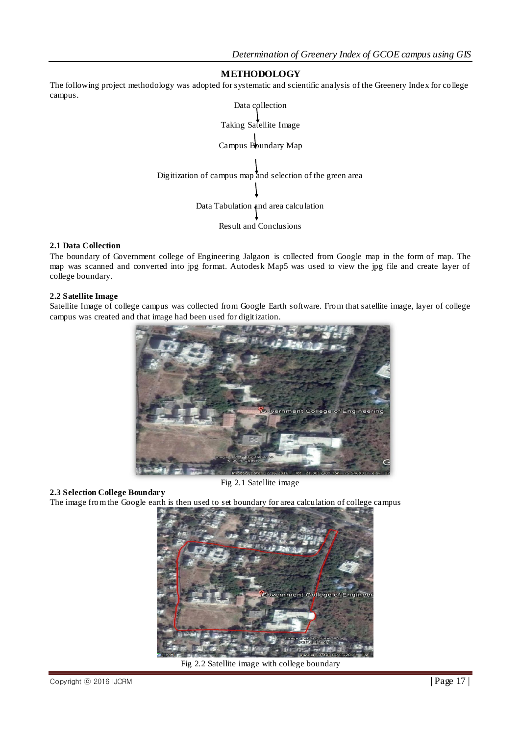## METHODOLOGY

The following project methodology was adopted for systematic and scientific analysis of the Greenery Index for college campus.

Data collection

↓

Taking Satellite Image

↓

Campus Boundary Map

↓

Digitization of campus map and selection of the green area

↓

Data Tabulation and area calculation

↓

Result and Conclusions

### 2.1 Data Collection

The boundary of Government college of Engineering Jalgaon is collected from Google map in the form of map. The map was scanned and converted into jpg format. Autodesk Map5 was used to view the jpg file and create layer of college boundary.

### 2.2 Satellite Image

Satellite Image of college campus was collected from Google Earth software. From that satellite image, layer of college campus was created and that image had been used for digitization.

Fig 2.1 Satellite image

### 2.3 Selection College Boundary

The image from the Google earth is then used to set boundary for area calculation of college campus

Fig 2.2 Satellite image with college boundary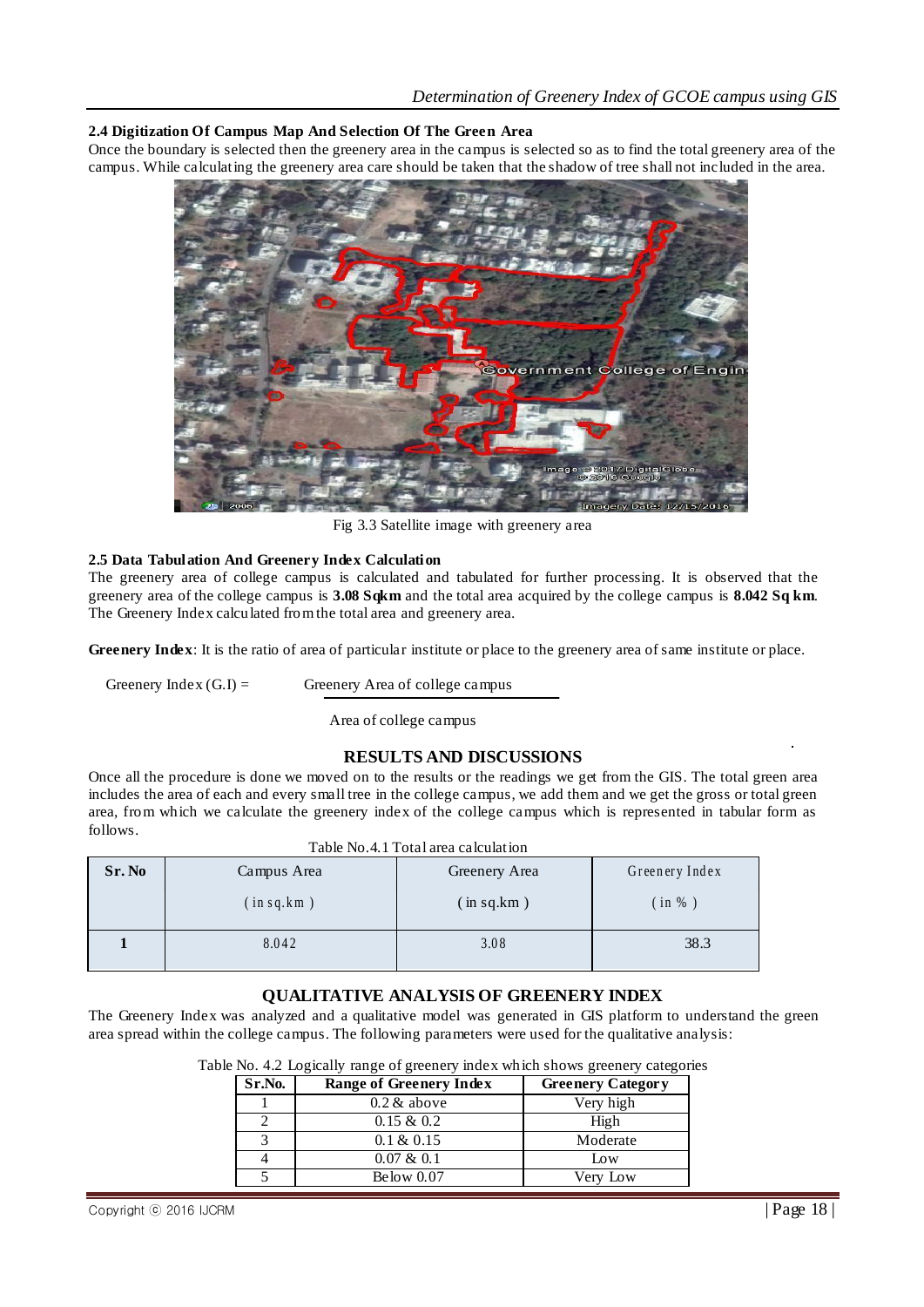### 2.4 Digitization Of Campus Map And Selection Of The Green Area

Once the boundary is selected then the greenery area in the campus is selected so as to find the total greenery area of the campus. While calculating the greenery area care should be taken that the shadow of tree shall not included in the area.

Fig 3.3 Satellite image with greenery area

### 2.5 Data Tabulation And Greenery Index Calculation

The greenery area of college campus is calculated and tabulated for further processing. It is observed that the greenery area of the college campus is **3.08 Sqkm** and the total area acquired by the college campus is **8.042 Sq km**. The Greenery Index calculated from the total area and greenery area.

**Greenery Index**: It is the ratio of area of particular institute or place to the greenery area of same institute or place.

$$\text{Greenery Index (G.I)} = \frac{\text{Greenery Area of college campus}}{\text{Area of college campus}}$$

## RESULTS AND DISCUSSIONS

Once all the procedure is done we moved on to the results or the readings we get from the GIS. The total green area includes the area of each and every small tree in the college campus, we add them and we get the gross or total green area, from which we calculate the greenery index of the college campus which is represented in tabular form as follows.

Table No.4.1 Total area calculation

| Sr. No | Campus Area ( in sq.km ) | Greenery Area ( in sq.km ) | Greenery Index ( in % ) |
|---|---|---|---|
| 1 | 8.042 | 3.08 | 38.3 |

## QUALITATIVE ANALYSIS OF GREENERY INDEX

The Greenery Index was analyzed and a qualitative model was generated in GIS platform to understand the green area spread within the college campus. The following parameters were used for the qualitative analysis:

Table No. 4.2 Logically range of greenery index which shows greenery categories

| Sr.No. | Range of Greenery Index | Greenery Category |
|---|---|---|
| 1 | 0.2 & above | Very high |
| 2 | 0.15 & 0.2 | High |
| 3 | 0.1 & 0.15 | Moderate |
| 4 | 0.07 & 0.1 | Low |
| 5 | Below 0.07 | Very Low |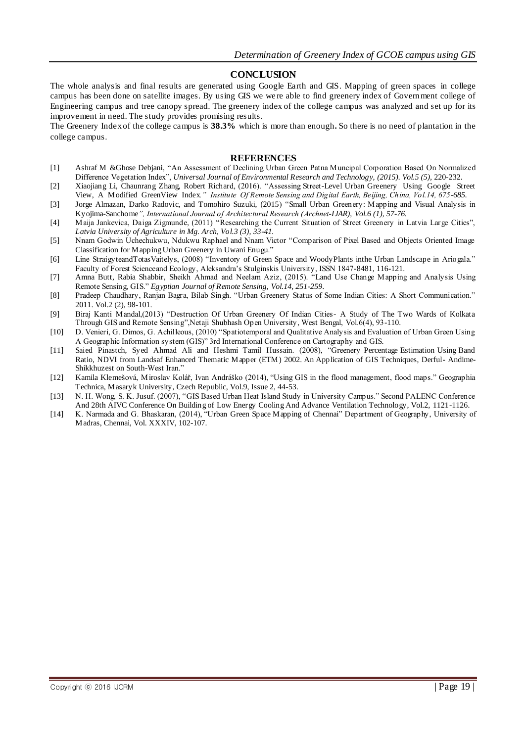## CONCLUSION

The whole analysis and final results are generated using Google Earth and GIS. Mapping of green spaces in college campus has been done on satellite images. By using GIS we were able to find greenery index of Government college of Engineering campus and tree canopy spread. The greenery index of the college campus was analyzed and set up for its improvement in need. The study provides promising results.

The Greenery Index of the college campus is **38.3%** which is more than enough**.** So there is no need of plantation in the college campus.

## REFERENCES

[1] Ashraf M &Ghose Debjani, "An Assessment of Declining Urban Green Patna Muncipal Corporation Based On Normalized Difference Vegetation Index", *Universal Journal of Environmental Research and Technology, (2015). Vol.5 (5),* 220-232.

[2] Xiaojiang Li, Chaunrang Zhang, Robert Richard, (2016). "Assessing Street-Level Urban Greenery Using Google Street View, A Modified GreenView Index*." Institute Of Remote Sensing and Digital Earth, Beijing, China, Vol.14, 675-685.*

[3] Jorge Almazan, Darko Radovic, and Tomohiro Suzuki, (2015) "Small Urban Greenery: Mapping and Visual Analysis in Kyojima-Sanchome*", International Journal of Architectural Research (Archnet-IJAR), Vol.6 (1), 57-76.*

[4] Maija Jankevica, Daiga Zigmunde, (2011) "Researching the Current Situation of Street Greenery in Latvia Large Cities", *Latvia University of Agriculture in Mg. Arch, Vol.3 (3), 33-41.*

[5] Nnam Godwin Uchechukwu, Ndukwu Raphael and Nnam Victor "Comparison of Pixel Based and Objects Oriented Image Classification for Mapping Urban Greenery in Uwani Enugu."

[6] Line StraigyteandTotasVaitelys, (2008) "Inventory of Green Space and WoodyPlants inthe Urban Landscape in Ariogala." Faculty of Forest Scienceand Ecology, Aleksandra's Stulginskis University, ISSN 1847-8481, 116-121.

[7] Amna Butt, Rabia Shabbir, Sheikh Ahmad and Neelam Aziz, (2015). "Land Use Change Mapping and Analysis Using Remote Sensing, GIS." *Egyptian Journal of Remote Sensing, Vol.14, 251-259.*

[8] Pradeep Chaudhary, Ranjan Bagra, Bilab Singh. "Urban Greenery Status of Some Indian Cities: A Short Communication." 2011. Vol.2 (2), 98-101.

[9] Biraj Kanti Mandal,(2013) "Destruction Of Urban Greenery Of Indian Cities- A Study of The Two Wards of Kolkata Through GIS and Remote Sensing",Netaji Shubhash Open University, West Bengal, Vol.6(4), 93-110.

[10] D. Venieri, G. Dimos, G. Achilleous, (2010) "Spatiotemporal and Qualitative Analysis and Evaluation of Urban Green Using A Geographic Information system (GIS)" 3rd International Conference on Cartography and GIS.

[11] Saied Pinastch, Syed Ahmad Ali and Heshmi Tamil Hussain. (2008), "Greenery Percentage Estimation Using Band Ratio, NDVI from Landsaf Enhanced Thematic Mapper (ETM) 2002. An Application of GIS Techniques, Derful- Andime-Shikkhuzest on South-West Iran."

[12] Kamila Klemešová, Miroslav Kolář, Ivan Andráško (2014), "Using GIS in the flood management, flood maps." Geographia Technica, Masaryk University, Czech Republic, Vol.9, Issue 2, 44-53.

[13] N. H. Wong, S. K. Jusuf. (2007), "GIS Based Urban Heat Island Study in University Campus." Second PALENC Conference And 28th AIVC Conference On Building of Low Energy Cooling And Advance Ventilation Technology, Vol.2, 1121-1126.

[14] K. Narmada and G. Bhaskaran, (2014), "Urban Green Space Mapping of Chennai" Department of Geography, University of Madras, Chennai, Vol. XXXIV, 102-107.